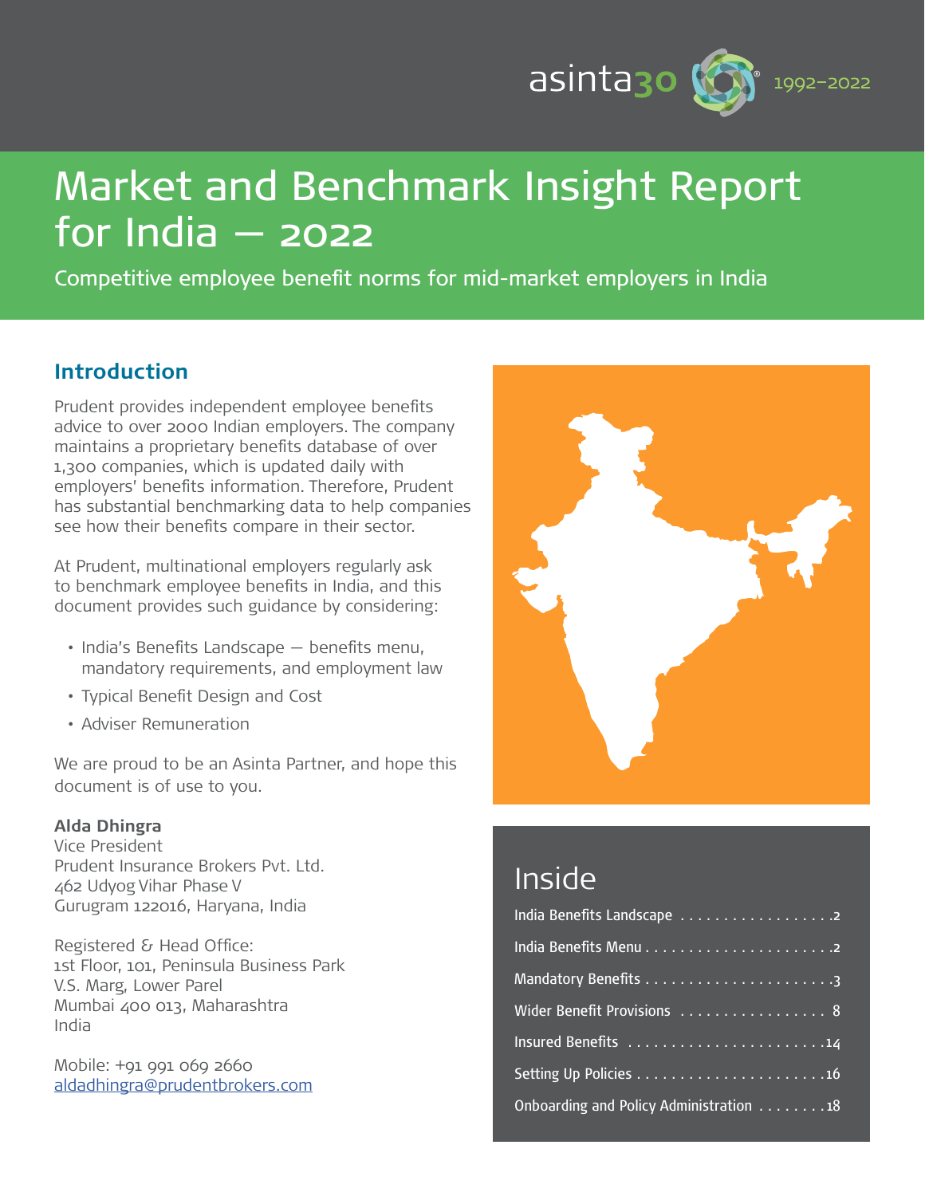asinta30 1992–2022

# Market and Benchmark Insight Report for India – 2022

Competitive employee benefit norms for mid-market employers in India

## Introduction

Prudent provides independent employee benefits advice to over 2000 Indian employers. The company maintains a proprietary benefits database of over 1,300 companies, which is updated daily with employers' benefits information. Therefore, Prudent has substantial benchmarking data to help companies see how their benefits compare in their sector.

At Prudent, multinational employers regularly ask to benchmark employee benefits in India, and this document provides such guidance by considering:

- India's Benefits Landscape – benefits menu, mandatory requirements, and employment law
- Typical Benefit Design and Cost
- Adviser Remuneration

We are proud to be an Asinta Partner, and hope this document is of use to you.

**Alda Dhingra**
Vice President
Prudent Insurance Brokers Pvt. Ltd.
462 Udyog Vihar Phase V
Gurugram 122016, Haryana, India

Registered & Head Office:
1st Floor, 101, Peninsula Business Park
V.S. Marg, Lower Parel
Mumbai 400 013, Maharashtra
India

Mobile: +91 991 069 2660
aldadhingra@prudentbrokers.com

## Inside

- India Benefits Landscape .......... 2
- India Benefits Menu .......... 2
- Mandatory Benefits .......... 3
- Wider Benefit Provisions .......... 8
- Insured Benefits .......... 14
- Setting Up Policies .......... 16
- Onboarding and Policy Administration .......... 18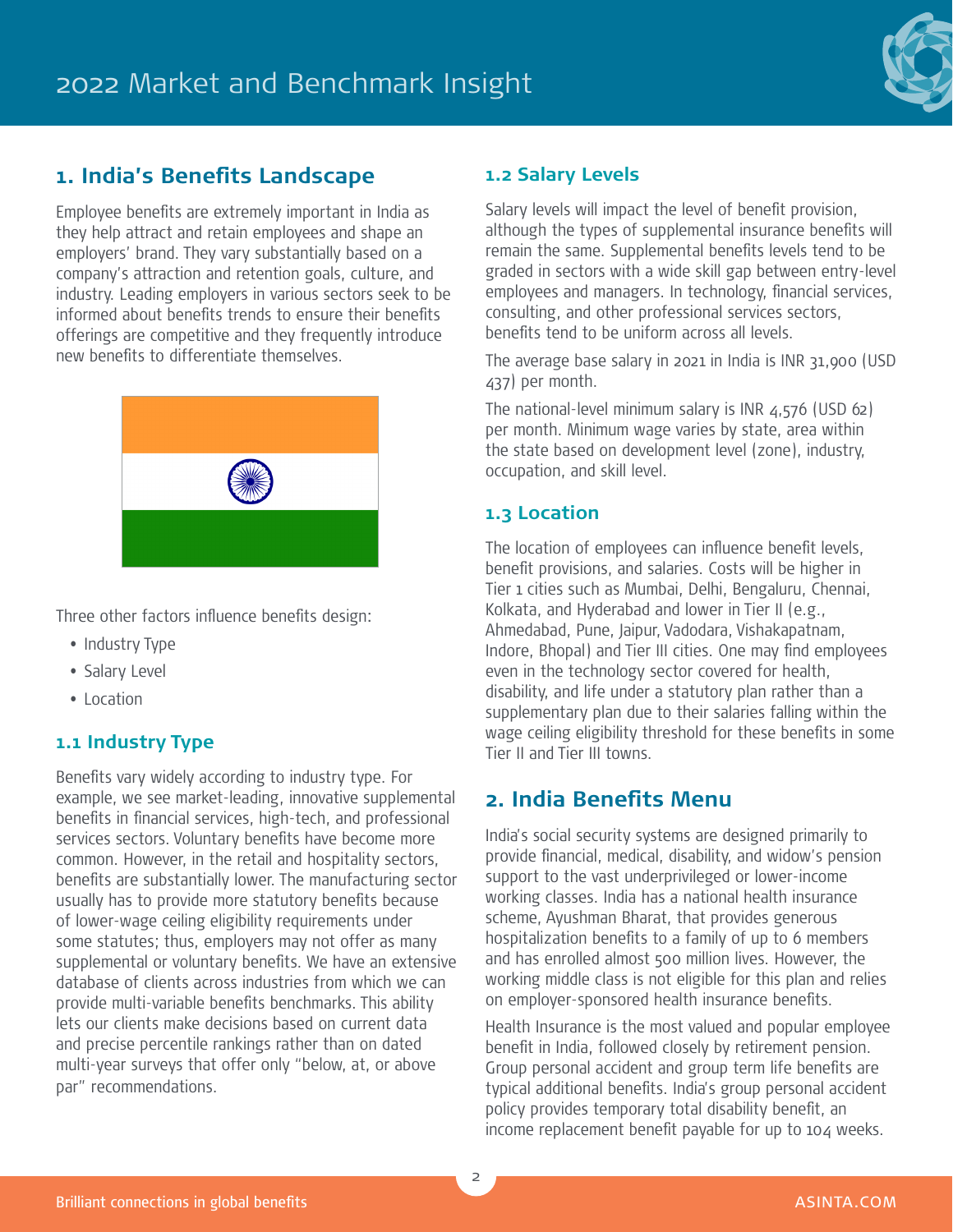## 1. India's Benefits Landscape

Employee benefits are extremely important in India as they help attract and retain employees and shape an employers' brand. They vary substantially based on a company's attraction and retention goals, culture, and industry. Leading employers in various sectors seek to be informed about benefits trends to ensure their benefits offerings are competitive and they frequently introduce new benefits to differentiate themselves.

Three other factors influence benefits design:

- Industry Type
- Salary Level
- Location

### 1.1 Industry Type

Benefits vary widely according to industry type. For example, we see market-leading, innovative supplemental benefits in financial services, high-tech, and professional services sectors. Voluntary benefits have become more common. However, in the retail and hospitality sectors, benefits are substantially lower. The manufacturing sector usually has to provide more statutory benefits because of lower-wage ceiling eligibility requirements under some statutes; thus, employers may not offer as many supplemental or voluntary benefits. We have an extensive database of clients across industries from which we can provide multi-variable benefits benchmarks. This ability lets our clients make decisions based on current data and precise percentile rankings rather than on dated multi-year surveys that offer only "below, at, or above par" recommendations.

### 1.2 Salary Levels

Salary levels will impact the level of benefit provision, although the types of supplemental insurance benefits will remain the same. Supplemental benefits levels tend to be graded in sectors with a wide skill gap between entry-level employees and managers. In technology, financial services, consulting, and other professional services sectors, benefits tend to be uniform across all levels.

The average base salary in 2021 in India is INR 31,900 (USD 437) per month.

The national-level minimum salary is INR 4,576 (USD 62) per month. Minimum wage varies by state, area within the state based on development level (zone), industry, occupation, and skill level.

### 1.3 Location

The location of employees can influence benefit levels, benefit provisions, and salaries. Costs will be higher in Tier 1 cities such as Mumbai, Delhi, Bengaluru, Chennai, Kolkata, and Hyderabad and lower in Tier II (e.g., Ahmedabad, Pune, Jaipur, Vadodara, Vishakapatnam, Indore, Bhopal) and Tier III cities. One may find employees even in the technology sector covered for health, disability, and life under a statutory plan rather than a supplementary plan due to their salaries falling within the wage ceiling eligibility threshold for these benefits in some Tier II and Tier III towns.

## 2. India Benefits Menu

India's social security systems are designed primarily to provide financial, medical, disability, and widow's pension support to the vast underprivileged or lower-income working classes. India has a national health insurance scheme, Ayushman Bharat, that provides generous hospitalization benefits to a family of up to 6 members and has enrolled almost 500 million lives. However, the working middle class is not eligible for this plan and relies on employer-sponsored health insurance benefits.

Health Insurance is the most valued and popular employee benefit in India, followed closely by retirement pension. Group personal accident and group term life benefits are typical additional benefits. India's group personal accident policy provides temporary total disability benefit, an income replacement benefit payable for up to 104 weeks.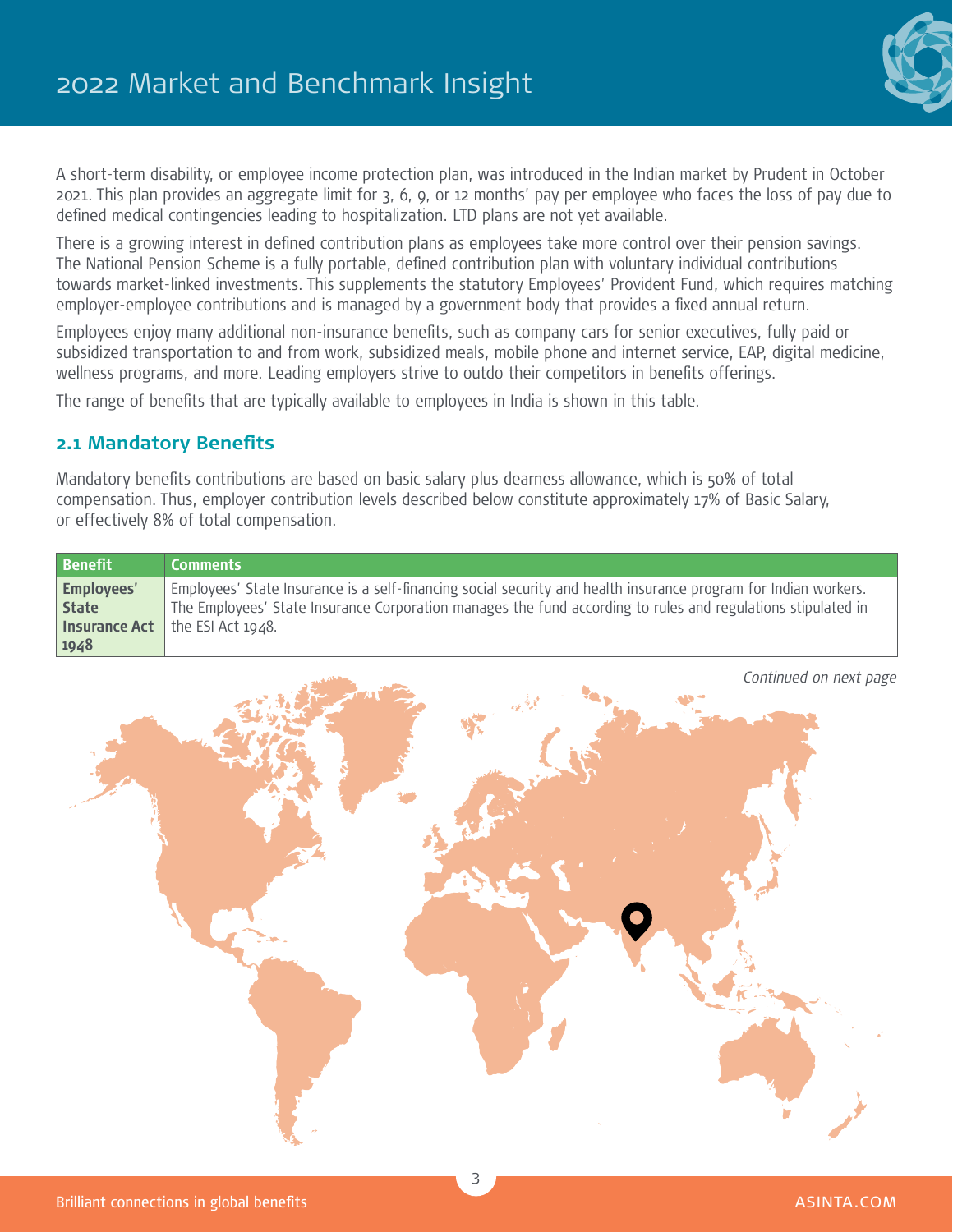A short-term disability, or employee income protection plan, was introduced in the Indian market by Prudent in October 2021. This plan provides an aggregate limit for 3, 6, 9, or 12 months' pay per employee who faces the loss of pay due to defined medical contingencies leading to hospitalization. LTD plans are not yet available.

There is a growing interest in defined contribution plans as employees take more control over their pension savings. The National Pension Scheme is a fully portable, defined contribution plan with voluntary individual contributions towards market-linked investments. This supplements the statutory Employees' Provident Fund, which requires matching employer-employee contributions and is managed by a government body that provides a fixed annual return.

Employees enjoy many additional non-insurance benefits, such as company cars for senior executives, fully paid or subsidized transportation to and from work, subsidized meals, mobile phone and internet service, EAP, digital medicine, wellness programs, and more. Leading employers strive to outdo their competitors in benefits offerings.

The range of benefits that are typically available to employees in India is shown in this table.

## 2.1 Mandatory Benefits

Mandatory benefits contributions are based on basic salary plus dearness allowance, which is 50% of total compensation. Thus, employer contribution levels described below constitute approximately 17% of Basic Salary, or effectively 8% of total compensation.

| Benefit | Comments |
|---|---|
| **Employees' State Insurance Act 1948** | Employees' State Insurance is a self-financing social security and health insurance program for Indian workers. The Employees' State Insurance Corporation manages the fund according to rules and regulations stipulated in the ESI Act 1948. |

*Continued on next page*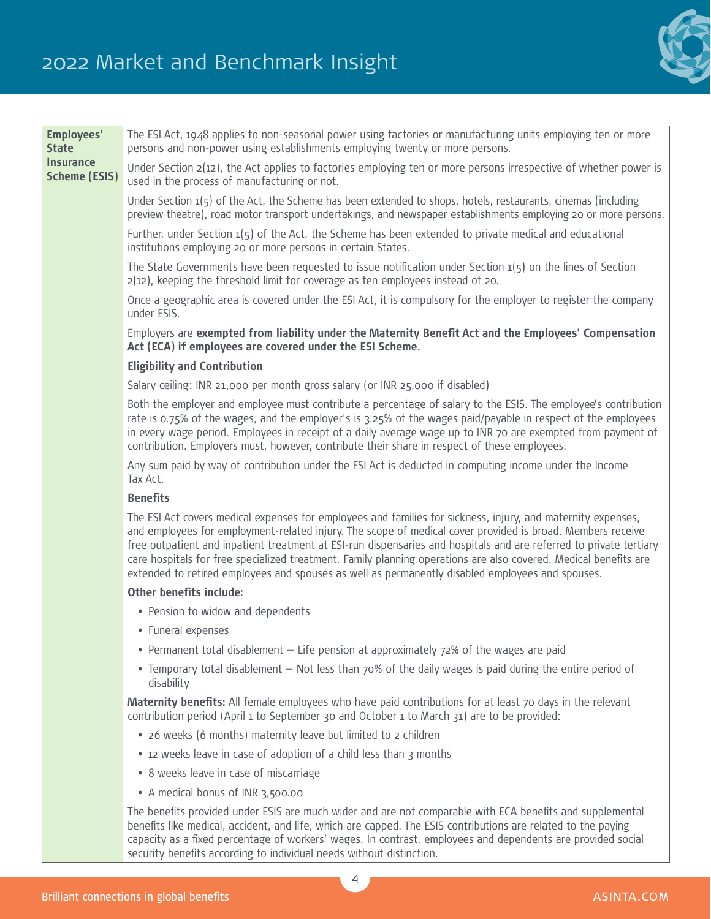| Employees' State Insurance Scheme (ESIS) | The ESI Act, 1948 applies to non-seasonal power using factories or manufacturing units employing ten or more persons and non-power using establishments employing twenty or more persons.<br><br>Under Section 2(12), the Act applies to factories employing ten or more persons irrespective of whether power is used in the process of manufacturing or not.<br><br>Under Section 1(5) of the Act, the Scheme has been extended to shops, hotels, restaurants, cinemas (including preview theatre), road motor transport undertakings, and newspaper establishments employing 20 or more persons.<br><br>Further, under Section 1(5) of the Act, the Scheme has been extended to private medical and educational institutions employing 20 or more persons in certain States.<br><br>The State Governments have been requested to issue notification under Section 1(5) on the lines of Section 2(12), keeping the threshold limit for coverage as ten employees instead of 20.<br><br>Once a geographic area is covered under the ESI Act, it is compulsory for the employer to register the company under ESIS.<br><br>Employers are **exempted from liability under the Maternity Benefit Act and the Employees' Compensation Act (ECA) if employees are covered under the ESI Scheme.**<br><br>**Eligibility and Contribution**<br><br>Salary ceiling: INR 21,000 per month gross salary (or INR 25,000 if disabled)<br><br>Both the employer and employee must contribute a percentage of salary to the ESIS. The employee's contribution rate is 0.75% of the wages, and the employer's is 3.25% of the wages paid/payable in respect of the employees in every wage period. Employees in receipt of a daily average wage up to INR 70 are exempted from payment of contribution. Employers must, however, contribute their share in respect of these employees.<br><br>Any sum paid by way of contribution under the ESI Act is deducted in computing income under the Income Tax Act.<br><br>**Benefits**<br><br>The ESI Act covers medical expenses for employees and families for sickness, injury, and maternity expenses, and employees for employment-related injury. The scope of medical cover provided is broad. Members receive free outpatient and inpatient treatment at ESI-run dispensaries and hospitals and are referred to private tertiary care hospitals for free specialized treatment. Family planning operations are also covered. Medical benefits are extended to retired employees and spouses as well as permanently disabled employees and spouses.<br><br>**Other benefits include:**<br><br>• Pension to widow and dependents<br>• Funeral expenses<br>• Permanent total disablement – Life pension at approximately 72% of the wages are paid<br>• Temporary total disablement – Not less than 70% of the daily wages is paid during the entire period of disability<br><br>**Maternity benefits:** All female employees who have paid contributions for at least 70 days in the relevant contribution period (April 1 to September 30 and October 1 to March 31) are to be provided:<br><br>• 26 weeks (6 months) maternity leave but limited to 2 children<br>• 12 weeks leave in case of adoption of a child less than 3 months<br>• 8 weeks leave in case of miscarriage<br>• A medical bonus of INR 3,500.00<br><br>The benefits provided under ESIS are much wider and are not comparable with ECA benefits and supplemental benefits like medical, accident, and life, which are capped. The ESIS contributions are related to the paying capacity as a fixed percentage of workers' wages. In contrast, employees and dependents are provided social security benefits according to individual needs without distinction. |
|---|---|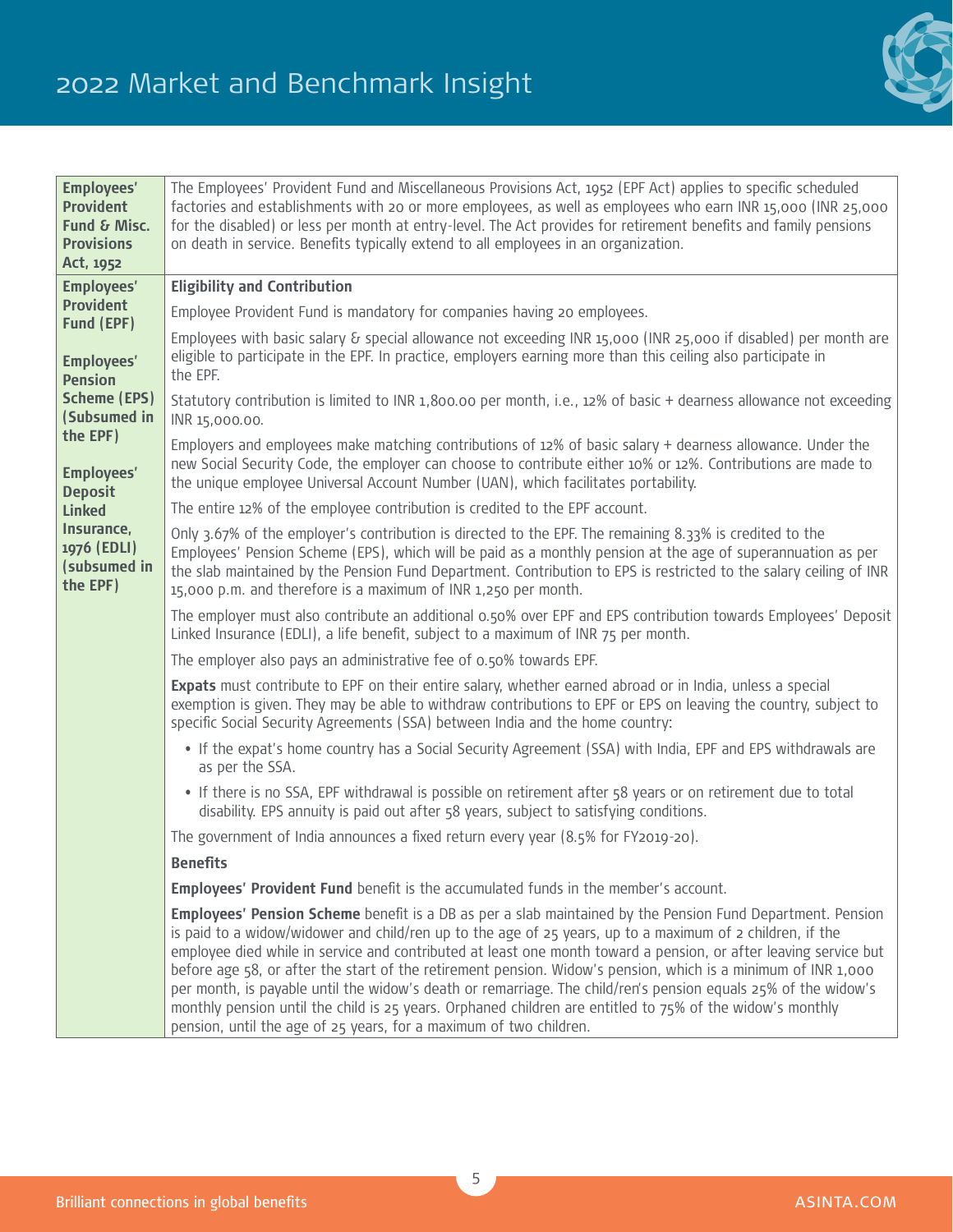| | |
|---|---|
| **Employees' Provident Fund & Misc. Provisions Act, 1952** | The Employees' Provident Fund and Miscellaneous Provisions Act, 1952 (EPF Act) applies to specific scheduled factories and establishments with 20 or more employees, as well as employees who earn INR 15,000 (INR 25,000 for the disabled) or less per month at entry-level. The Act provides for retirement benefits and family pensions on death in service. Benefits typically extend to all employees in an organization. |
| **Employees' Provident Fund (EPF)**<br><br>**Employees' Pension Scheme (EPS) (Subsumed in the EPF)**<br><br>**Employees' Deposit Linked Insurance, 1976 (EDLI) (subsumed in the EPF)** | **Eligibility and Contribution**<br><br>Employee Provident Fund is mandatory for companies having 20 employees.<br><br>Employees with basic salary & special allowance not exceeding INR 15,000 (INR 25,000 if disabled) per month are eligible to participate in the EPF. In practice, employers earning more than this ceiling also participate in the EPF.<br><br>Statutory contribution is limited to INR 1,800.00 per month, i.e., 12% of basic + dearness allowance not exceeding INR 15,000.00.<br><br>Employers and employees make matching contributions of 12% of basic salary + dearness allowance. Under the new Social Security Code, the employer can choose to contribute either 10% or 12%. Contributions are made to the unique employee Universal Account Number (UAN), which facilitates portability.<br><br>The entire 12% of the employee contribution is credited to the EPF account.<br><br>Only 3.67% of the employer's contribution is directed to the EPF. The remaining 8.33% is credited to the Employees' Pension Scheme (EPS), which will be paid as a monthly pension at the age of superannuation as per the slab maintained by the Pension Fund Department. Contribution to EPS is restricted to the salary ceiling of INR 15,000 p.m. and therefore is a maximum of INR 1,250 per month.<br><br>The employer must also contribute an additional 0.50% over EPF and EPS contribution towards Employees' Deposit Linked Insurance (EDLI), a life benefit, subject to a maximum of INR 75 per month.<br><br>The employer also pays an administrative fee of 0.50% towards EPF.<br><br>**Expats** must contribute to EPF on their entire salary, whether earned abroad or in India, unless a special exemption is given. They may be able to withdraw contributions to EPF or EPS on leaving the country, subject to specific Social Security Agreements (SSA) between India and the home country:<br><br>• If the expat's home country has a Social Security Agreement (SSA) with India, EPF and EPS withdrawals are as per the SSA.<br>• If there is no SSA, EPF withdrawal is possible on retirement after 58 years or on retirement due to total disability. EPS annuity is paid out after 58 years, subject to satisfying conditions.<br><br>The government of India announces a fixed return every year (8.5% for FY2019-20).<br><br>**Benefits**<br><br>**Employees' Provident Fund** benefit is the accumulated funds in the member's account.<br><br>**Employees' Pension Scheme** benefit is a DB as per a slab maintained by the Pension Fund Department. Pension is paid to a widow/widower and child/ren up to the age of 25 years, up to a maximum of 2 children, if the employee died while in service and contributed at least one month toward a pension, or after leaving service but before age 58, or after the start of the retirement pension. Widow's pension, which is a minimum of INR 1,000 per month, is payable until the widow's death or remarriage. The child/ren's pension equals 25% of the widow's monthly pension until the child is 25 years. Orphaned children are entitled to 75% of the widow's monthly pension, until the age of 25 years, for a maximum of two children. |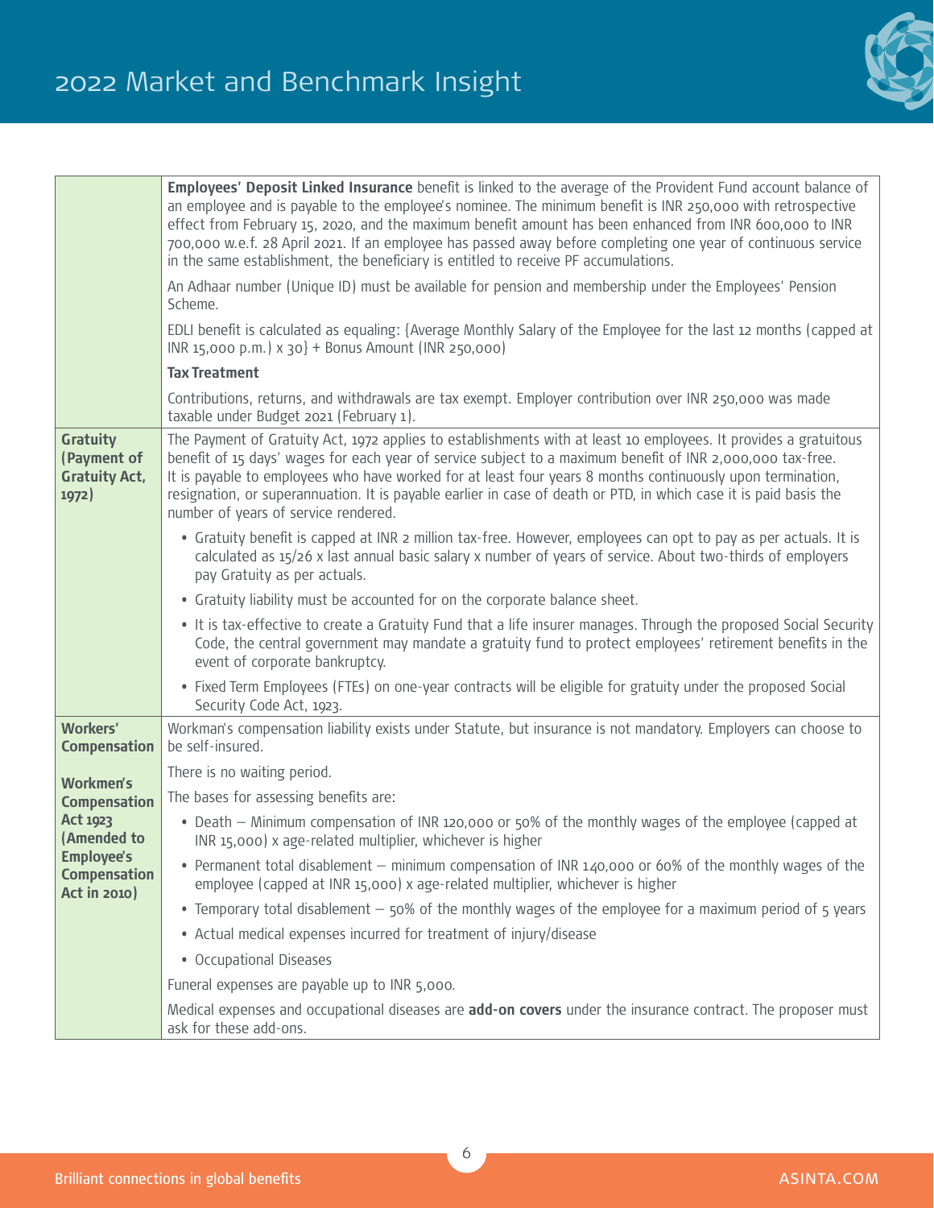| | |
|---|---|
| | **Employees' Deposit Linked Insurance** benefit is linked to the average of the Provident Fund account balance of an employee and is payable to the employee's nominee. The minimum benefit is INR 250,000 with retrospective effect from February 15, 2020, and the maximum benefit amount has been enhanced from INR 600,000 to INR 700,000 w.e.f. 28 April 2021. If an employee has passed away before completing one year of continuous service in the same establishment, the beneficiary is entitled to receive PF accumulations.<br><br>An Adhaar number (Unique ID) must be available for pension and membership under the Employees' Pension Scheme.<br><br>EDLI benefit is calculated as equaling: {Average Monthly Salary of the Employee for the last 12 months (capped at INR 15,000 p.m.) x 30} + Bonus Amount (INR 250,000)<br><br>**Tax Treatment**<br><br>Contributions, returns, and withdrawals are tax exempt. Employer contribution over INR 250,000 was made taxable under Budget 2021 (February 1). |
| **Gratuity (Payment of Gratuity Act, 1972)** | The Payment of Gratuity Act, 1972 applies to establishments with at least 10 employees. It provides a gratuitous benefit of 15 days' wages for each year of service subject to a maximum benefit of INR 2,000,000 tax-free. It is payable to employees who have worked for at least four years 8 months continuously upon termination, resignation, or superannuation. It is payable earlier in case of death or PTD, in which case it is paid basis the number of years of service rendered.<br><br>• Gratuity benefit is capped at INR 2 million tax-free. However, employees can opt to pay as per actuals. It is calculated as 15/26 x last annual basic salary x number of years of service. About two-thirds of employers pay Gratuity as per actuals.<br>• Gratuity liability must be accounted for on the corporate balance sheet.<br>• It is tax-effective to create a Gratuity Fund that a life insurer manages. Through the proposed Social Security Code, the central government may mandate a gratuity fund to protect employees' retirement benefits in the event of corporate bankruptcy.<br>• Fixed Term Employees (FTEs) on one-year contracts will be eligible for gratuity under the proposed Social Security Code Act, 1923. |
| **Workers' Compensation**<br><br>**Workmen's Compensation Act 1923 (Amended to Employee's Compensation Act in 2010)** | Workman's compensation liability exists under Statute, but insurance is not mandatory. Employers can choose to be self-insured.<br><br>There is no waiting period.<br><br>The bases for assessing benefits are:<br><br>• Death – Minimum compensation of INR 120,000 or 50% of the monthly wages of the employee (capped at INR 15,000) x age-related multiplier, whichever is higher<br>• Permanent total disablement – minimum compensation of INR 140,000 or 60% of the monthly wages of the employee (capped at INR 15,000) x age-related multiplier, whichever is higher<br>• Temporary total disablement – 50% of the monthly wages of the employee for a maximum period of 5 years<br>• Actual medical expenses incurred for treatment of injury/disease<br>• Occupational Diseases<br><br>Funeral expenses are payable up to INR 5,000.<br><br>Medical expenses and occupational diseases are **add-on covers** under the insurance contract. The proposer must ask for these add-ons. |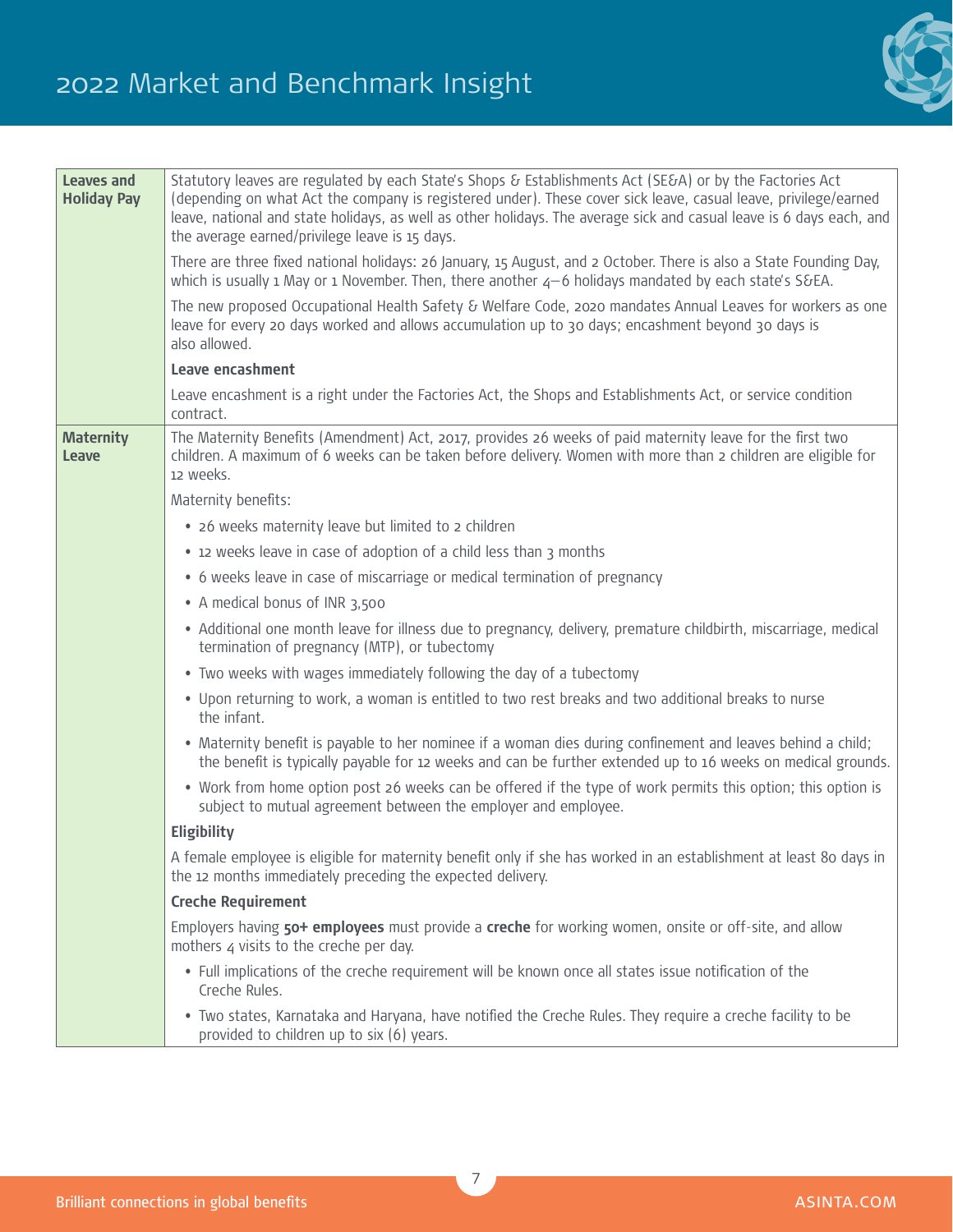| | |
|---|---|
| **Leaves and Holiday Pay** | Statutory leaves are regulated by each State's Shops & Establishments Act (SE&A) or by the Factories Act (depending on what Act the company is registered under). These cover sick leave, casual leave, privilege/earned leave, national and state holidays, as well as other holidays. The average sick and casual leave is 6 days each, and the average earned/privilege leave is 15 days.<br><br>There are three fixed national holidays: 26 January, 15 August, and 2 October. There is also a State Founding Day, which is usually 1 May or 1 November. Then, there another 4–6 holidays mandated by each state's S&EA.<br><br>The new proposed Occupational Health Safety & Welfare Code, 2020 mandates Annual Leaves for workers as one leave for every 20 days worked and allows accumulation up to 30 days; encashment beyond 30 days is also allowed.<br><br>**Leave encashment**<br><br>Leave encashment is a right under the Factories Act, the Shops and Establishments Act, or service condition contract. |
| **Maternity Leave** | The Maternity Benefits (Amendment) Act, 2017, provides 26 weeks of paid maternity leave for the first two children. A maximum of 6 weeks can be taken before delivery. Women with more than 2 children are eligible for 12 weeks.<br><br>Maternity benefits:<br>• 26 weeks maternity leave but limited to 2 children<br>• 12 weeks leave in case of adoption of a child less than 3 months<br>• 6 weeks leave in case of miscarriage or medical termination of pregnancy<br>• A medical bonus of INR 3,500<br>• Additional one month leave for illness due to pregnancy, delivery, premature childbirth, miscarriage, medical termination of pregnancy (MTP), or tubectomy<br>• Two weeks with wages immediately following the day of a tubectomy<br>• Upon returning to work, a woman is entitled to two rest breaks and two additional breaks to nurse the infant.<br>• Maternity benefit is payable to her nominee if a woman dies during confinement and leaves behind a child; the benefit is typically payable for 12 weeks and can be further extended up to 16 weeks on medical grounds.<br>• Work from home option post 26 weeks can be offered if the type of work permits this option; this option is subject to mutual agreement between the employer and employee.<br><br>**Eligibility**<br><br>A female employee is eligible for maternity benefit only if she has worked in an establishment at least 80 days in the 12 months immediately preceding the expected delivery.<br><br>**Creche Requirement**<br><br>Employers having **50+ employees** must provide a **creche** for working women, onsite or off-site, and allow mothers 4 visits to the creche per day.<br>• Full implications of the creche requirement will be known once all states issue notification of the Creche Rules.<br>• Two states, Karnataka and Haryana, have notified the Creche Rules. They require a creche facility to be provided to children up to six (6) years. |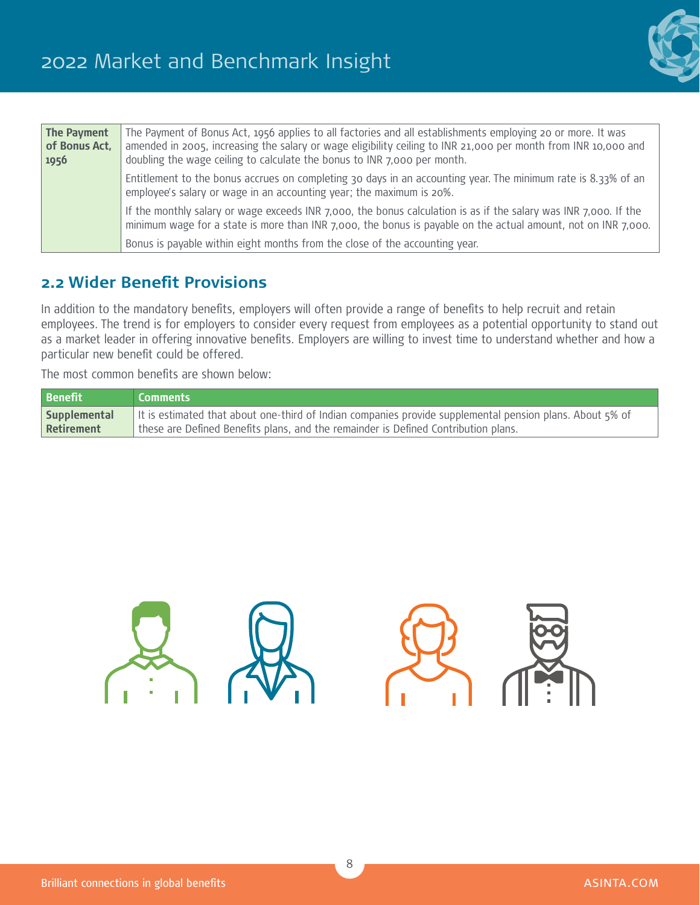| The Payment of Bonus Act, 1956 | The Payment of Bonus Act, 1956 applies to all factories and all establishments employing 20 or more. It was amended in 2005, increasing the salary or wage eligibility ceiling to INR 21,000 per month from INR 10,000 and doubling the wage ceiling to calculate the bonus to INR 7,000 per month. |
|---|---|
| | Entitlement to the bonus accrues on completing 30 days in an accounting year. The minimum rate is 8.33% of an employee's salary or wage in an accounting year; the maximum is 20%. |
| | If the monthly salary or wage exceeds INR 7,000, the bonus calculation is as if the salary was INR 7,000. If the minimum wage for a state is more than INR 7,000, the bonus is payable on the actual amount, not on INR 7,000. |
| | Bonus is payable within eight months from the close of the accounting year. |

## 2.2 Wider Benefit Provisions

In addition to the mandatory benefits, employers will often provide a range of benefits to help recruit and retain employees. The trend is for employers to consider every request from employees as a potential opportunity to stand out as a market leader in offering innovative benefits. Employers are willing to invest time to understand whether and how a particular new benefit could be offered.

The most common benefits are shown below:

| Benefit | Comments |
|---|---|
| Supplemental Retirement | It is estimated that about one-third of Indian companies provide supplemental pension plans. About 5% of these are Defined Benefits plans, and the remainder is Defined Contribution plans. |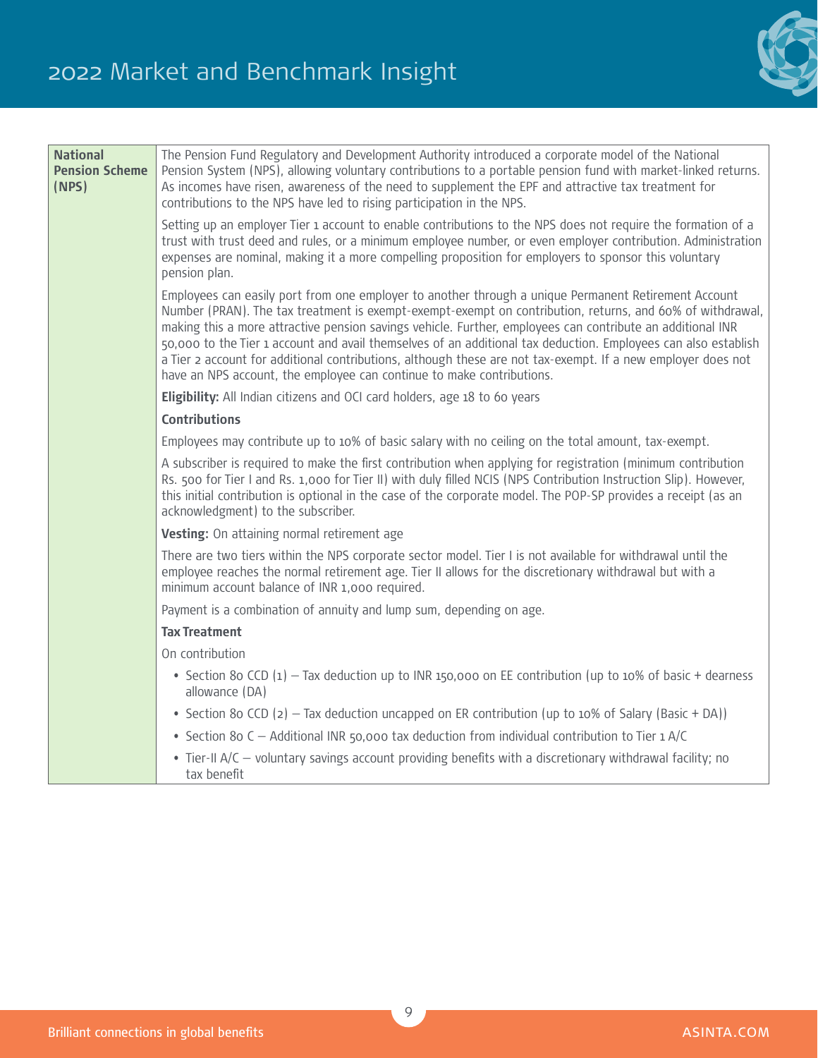| **National Pension Scheme (NPS)** | The Pension Fund Regulatory and Development Authority introduced a corporate model of the National Pension System (NPS), allowing voluntary contributions to a portable pension fund with market-linked returns. As incomes have risen, awareness of the need to supplement the EPF and attractive tax treatment for contributions to the NPS have led to rising participation in the NPS.<br><br>Setting up an employer Tier 1 account to enable contributions to the NPS does not require the formation of a trust with trust deed and rules, or a minimum employee number, or even employer contribution. Administration expenses are nominal, making it a more compelling proposition for employers to sponsor this voluntary pension plan.<br><br>Employees can easily port from one employer to another through a unique Permanent Retirement Account Number (PRAN). The tax treatment is exempt-exempt-exempt on contribution, returns, and 60% of withdrawal, making this a more attractive pension savings vehicle. Further, employees can contribute an additional INR 50,000 to the Tier 1 account and avail themselves of an additional tax deduction. Employees can also establish a Tier 2 account for additional contributions, although these are not tax-exempt. If a new employer does not have an NPS account, the employee can continue to make contributions.<br><br>**Eligibility:** All Indian citizens and OCI card holders, age 18 to 60 years<br><br>**Contributions**<br><br>Employees may contribute up to 10% of basic salary with no ceiling on the total amount, tax-exempt.<br><br>A subscriber is required to make the first contribution when applying for registration (minimum contribution Rs. 500 for Tier I and Rs. 1,000 for Tier II) with duly filled NCIS (NPS Contribution Instruction Slip). However, this initial contribution is optional in the case of the corporate model. The POP-SP provides a receipt (as an acknowledgment) to the subscriber.<br><br>**Vesting:** On attaining normal retirement age<br><br>There are two tiers within the NPS corporate sector model. Tier I is not available for withdrawal until the employee reaches the normal retirement age. Tier II allows for the discretionary withdrawal but with a minimum account balance of INR 1,000 required.<br><br>Payment is a combination of annuity and lump sum, depending on age.<br><br>**Tax Treatment**<br><br>On contribution<br><br>• Section 80 CCD (1) – Tax deduction up to INR 150,000 on EE contribution (up to 10% of basic + dearness allowance (DA)<br>• Section 80 CCD (2) – Tax deduction uncapped on ER contribution (up to 10% of Salary (Basic + DA))<br>• Section 80 C – Additional INR 50,000 tax deduction from individual contribution to Tier 1 A/C<br>• Tier-II A/C – voluntary savings account providing benefits with a discretionary withdrawal facility; no tax benefit |
|---|---|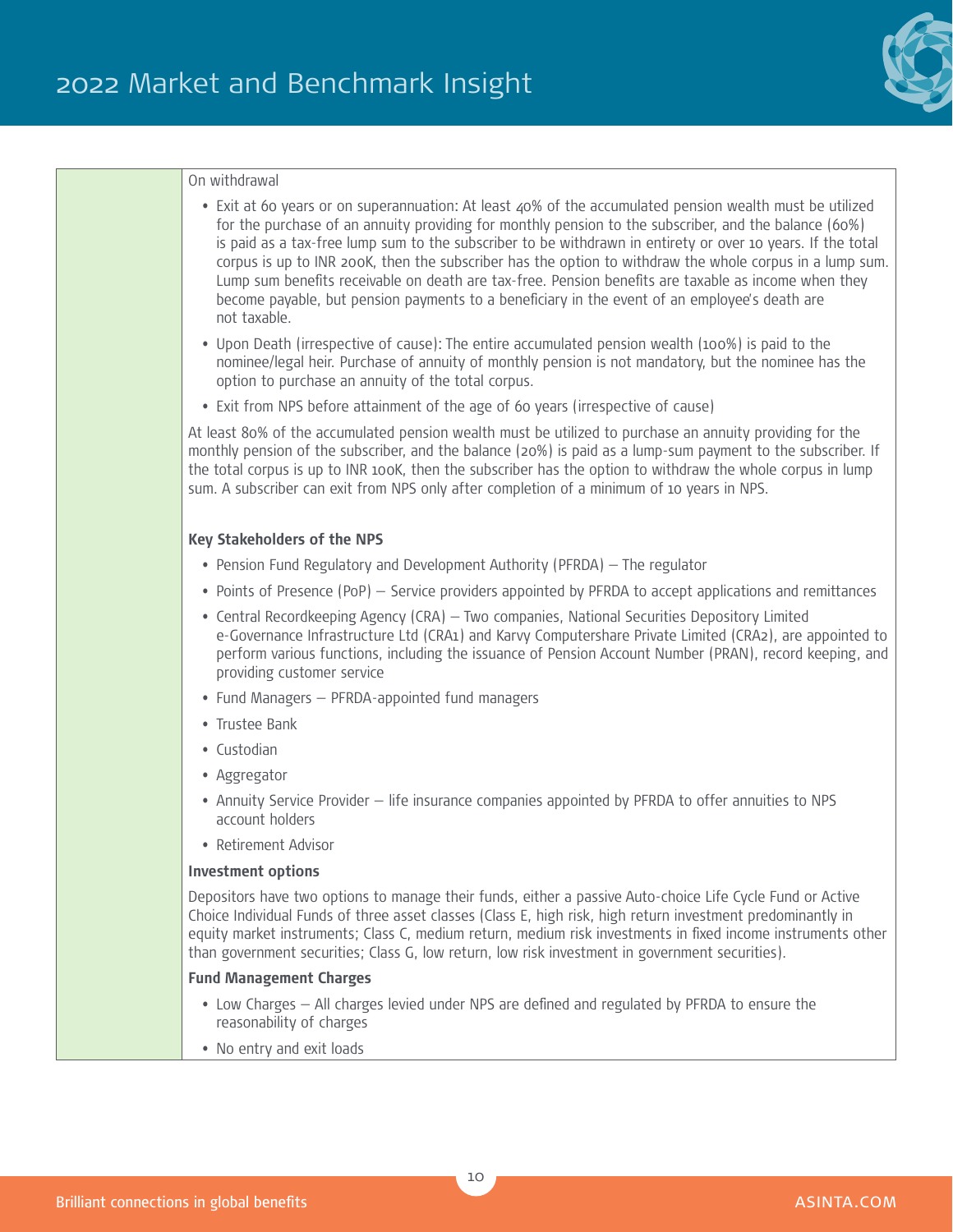On withdrawal

- Exit at 60 years or on superannuation: At least 40% of the accumulated pension wealth must be utilized for the purchase of an annuity providing for monthly pension to the subscriber, and the balance (60%) is paid as a tax-free lump sum to the subscriber to be withdrawn in entirety or over 10 years. If the total corpus is up to INR 200K, then the subscriber has the option to withdraw the whole corpus in a lump sum. Lump sum benefits receivable on death are tax-free. Pension benefits are taxable as income when they become payable, but pension payments to a beneficiary in the event of an employee's death are not taxable.
- Upon Death (irrespective of cause): The entire accumulated pension wealth (100%) is paid to the nominee/legal heir. Purchase of annuity of monthly pension is not mandatory, but the nominee has the option to purchase an annuity of the total corpus.
- Exit from NPS before attainment of the age of 60 years (irrespective of cause)

At least 80% of the accumulated pension wealth must be utilized to purchase an annuity providing for the monthly pension of the subscriber, and the balance (20%) is paid as a lump-sum payment to the subscriber. If the total corpus is up to INR 100K, then the subscriber has the option to withdraw the whole corpus in lump sum. A subscriber can exit from NPS only after completion of a minimum of 10 years in NPS.

**Key Stakeholders of the NPS**

- Pension Fund Regulatory and Development Authority (PFRDA) – The regulator
- Points of Presence (PoP) – Service providers appointed by PFRDA to accept applications and remittances
- Central Recordkeeping Agency (CRA) – Two companies, National Securities Depository Limited e-Governance Infrastructure Ltd (CRA1) and Karvy Computershare Private Limited (CRA2), are appointed to perform various functions, including the issuance of Pension Account Number (PRAN), record keeping, and providing customer service
- Fund Managers – PFRDA-appointed fund managers
- Trustee Bank
- Custodian
- Aggregator
- Annuity Service Provider – life insurance companies appointed by PFRDA to offer annuities to NPS account holders
- Retirement Advisor

**Investment options**

Depositors have two options to manage their funds, either a passive Auto-choice Life Cycle Fund or Active Choice Individual Funds of three asset classes (Class E, high risk, high return investment predominantly in equity market instruments; Class C, medium return, medium risk investments in fixed income instruments other than government securities; Class G, low return, low risk investment in government securities).

**Fund Management Charges**

- Low Charges – All charges levied under NPS are defined and regulated by PFRDA to ensure the reasonability of charges
- No entry and exit loads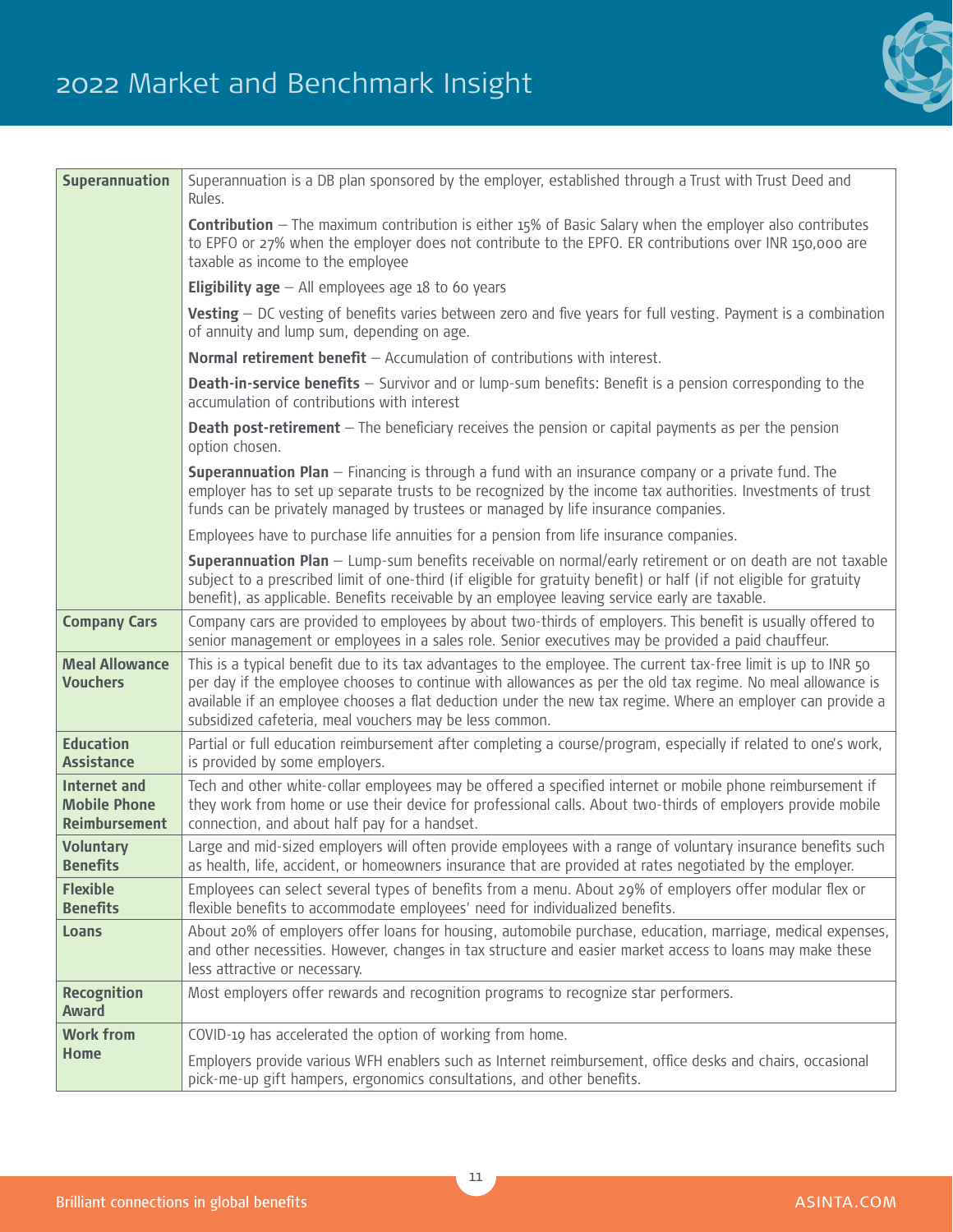| | |
|---|---|
| **Superannuation** | Superannuation is a DB plan sponsored by the employer, established through a Trust with Trust Deed and Rules.<br><br>**Contribution** – The maximum contribution is either 15% of Basic Salary when the employer also contributes to EPFO or 27% when the employer does not contribute to the EPFO. ER contributions over INR 150,000 are taxable as income to the employee<br><br>**Eligibility age** – All employees age 18 to 60 years<br><br>**Vesting** – DC vesting of benefits varies between zero and five years for full vesting. Payment is a combination of annuity and lump sum, depending on age.<br><br>**Normal retirement benefit** – Accumulation of contributions with interest.<br><br>**Death-in-service benefits** – Survivor and or lump-sum benefits: Benefit is a pension corresponding to the accumulation of contributions with interest<br><br>**Death post-retirement** – The beneficiary receives the pension or capital payments as per the pension option chosen.<br><br>**Superannuation Plan** – Financing is through a fund with an insurance company or a private fund. The employer has to set up separate trusts to be recognized by the income tax authorities. Investments of trust funds can be privately managed by trustees or managed by life insurance companies.<br><br>Employees have to purchase life annuities for a pension from life insurance companies.<br><br>**Superannuation Plan** – Lump-sum benefits receivable on normal/early retirement or on death are not taxable subject to a prescribed limit of one-third (if eligible for gratuity benefit) or half (if not eligible for gratuity benefit), as applicable. Benefits receivable by an employee leaving service early are taxable. |
| **Company Cars** | Company cars are provided to employees by about two-thirds of employers. This benefit is usually offered to senior management or employees in a sales role. Senior executives may be provided a paid chauffeur. |
| **Meal Allowance Vouchers** | This is a typical benefit due to its tax advantages to the employee. The current tax-free limit is up to INR 50 per day if the employee chooses to continue with allowances as per the old tax regime. No meal allowance is available if an employee chooses a flat deduction under the new tax regime. Where an employer can provide a subsidized cafeteria, meal vouchers may be less common. |
| **Education Assistance** | Partial or full education reimbursement after completing a course/program, especially if related to one's work, is provided by some employers. |
| **Internet and Mobile Phone Reimbursement** | Tech and other white-collar employees may be offered a specified internet or mobile phone reimbursement if they work from home or use their device for professional calls. About two-thirds of employers provide mobile connection, and about half pay for a handset. |
| **Voluntary Benefits** | Large and mid-sized employers will often provide employees with a range of voluntary insurance benefits such as health, life, accident, or homeowners insurance that are provided at rates negotiated by the employer. |
| **Flexible Benefits** | Employees can select several types of benefits from a menu. About 29% of employers offer modular flex or flexible benefits to accommodate employees' need for individualized benefits. |
| **Loans** | About 20% of employers offer loans for housing, automobile purchase, education, marriage, medical expenses, and other necessities. However, changes in tax structure and easier market access to loans may make these less attractive or necessary. |
| **Recognition Award** | Most employers offer rewards and recognition programs to recognize star performers. |
| **Work from Home** | COVID-19 has accelerated the option of working from home.<br><br>Employers provide various WFH enablers such as Internet reimbursement, office desks and chairs, occasional pick-me-up gift hampers, ergonomics consultations, and other benefits. |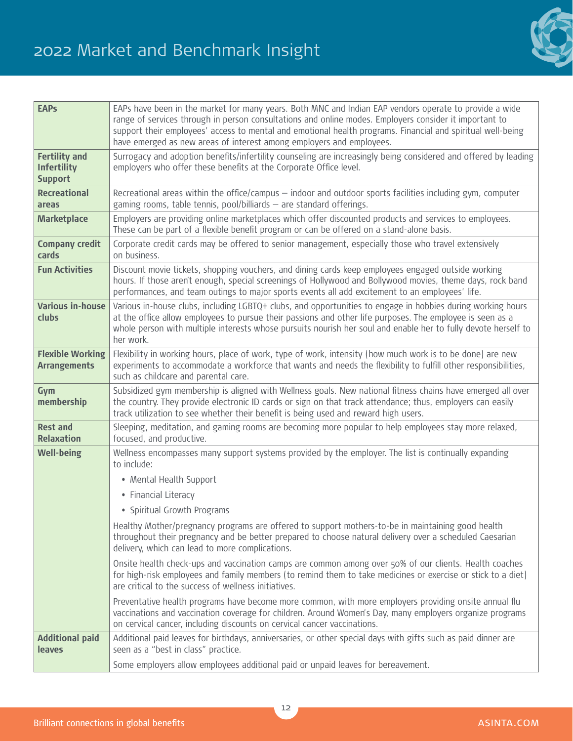| | |
|---|---|
| **EAPs** | EAPs have been in the market for many years. Both MNC and Indian EAP vendors operate to provide a wide range of services through in person consultations and online modes. Employers consider it important to support their employees' access to mental and emotional health programs. Financial and spiritual well-being have emerged as new areas of interest among employers and employees. |
| **Fertility and Infertility Support** | Surrogacy and adoption benefits/infertility counseling are increasingly being considered and offered by leading employers who offer these benefits at the Corporate Office level. |
| **Recreational areas** | Recreational areas within the office/campus – indoor and outdoor sports facilities including gym, computer gaming rooms, table tennis, pool/billiards – are standard offerings. |
| **Marketplace** | Employers are providing online marketplaces which offer discounted products and services to employees. These can be part of a flexible benefit program or can be offered on a stand-alone basis. |
| **Company credit cards** | Corporate credit cards may be offered to senior management, especially those who travel extensively on business. |
| **Fun Activities** | Discount movie tickets, shopping vouchers, and dining cards keep employees engaged outside working hours. If those aren't enough, special screenings of Hollywood and Bollywood movies, theme days, rock band performances, and team outings to major sports events all add excitement to an employees' life. |
| **Various in-house clubs** | Various in-house clubs, including LGBTQ+ clubs, and opportunities to engage in hobbies during working hours at the office allow employees to pursue their passions and other life purposes. The employee is seen as a whole person with multiple interests whose pursuits nourish her soul and enable her to fully devote herself to her work. |
| **Flexible Working Arrangements** | Flexibility in working hours, place of work, type of work, intensity (how much work is to be done) are new experiments to accommodate a workforce that wants and needs the flexibility to fulfill other responsibilities, such as childcare and parental care. |
| **Gym membership** | Subsidized gym membership is aligned with Wellness goals. New national fitness chains have emerged all over the country. They provide electronic ID cards or sign on that track attendance; thus, employers can easily track utilization to see whether their benefit is being used and reward high users. |
| **Rest and Relaxation** | Sleeping, meditation, and gaming rooms are becoming more popular to help employees stay more relaxed, focused, and productive. |
| **Well-being** | Wellness encompasses many support systems provided by the employer. The list is continually expanding to include:<br>• Mental Health Support<br>• Financial Literacy<br>• Spiritual Growth Programs<br><br>Healthy Mother/pregnancy programs are offered to support mothers-to-be in maintaining good health throughout their pregnancy and be better prepared to choose natural delivery over a scheduled Caesarian delivery, which can lead to more complications.<br><br>Onsite health check-ups and vaccination camps are common among over 50% of our clients. Health coaches for high-risk employees and family members (to remind them to take medicines or exercise or stick to a diet) are critical to the success of wellness initiatives.<br><br>Preventative health programs have become more common, with more employers providing onsite annual flu vaccinations and vaccination coverage for children. Around Women's Day, many employers organize programs on cervical cancer, including discounts on cervical cancer vaccinations. |
| **Additional paid leaves** | Additional paid leaves for birthdays, anniversaries, or other special days with gifts such as paid dinner are seen as a "best in class" practice.<br><br>Some employers allow employees additional paid or unpaid leaves for bereavement. |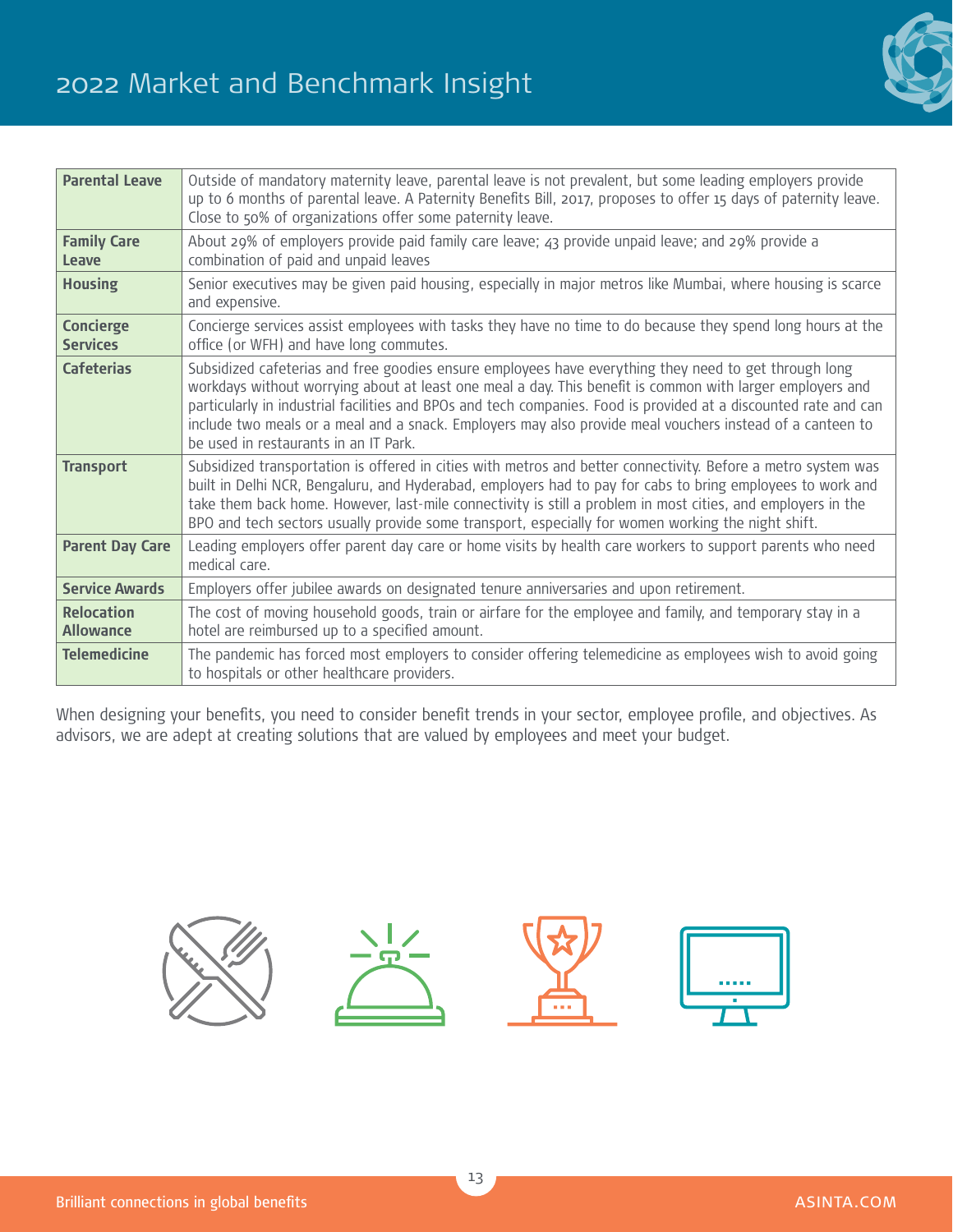| Parental Leave | Outside of mandatory maternity leave, parental leave is not prevalent, but some leading employers provide up to 6 months of parental leave. A Paternity Benefits Bill, 2017, proposes to offer 15 days of paternity leave. Close to 50% of organizations offer some paternity leave. |
|---|---|
| Family Care Leave | About 29% of employers provide paid family care leave; 43 provide unpaid leave; and 29% provide a combination of paid and unpaid leaves |
| Housing | Senior executives may be given paid housing, especially in major metros like Mumbai, where housing is scarce and expensive. |
| Concierge Services | Concierge services assist employees with tasks they have no time to do because they spend long hours at the office (or WFH) and have long commutes. |
| Cafeterias | Subsidized cafeterias and free goodies ensure employees have everything they need to get through long workdays without worrying about at least one meal a day. This benefit is common with larger employers and particularly in industrial facilities and BPOs and tech companies. Food is provided at a discounted rate and can include two meals or a meal and a snack. Employers may also provide meal vouchers instead of a canteen to be used in restaurants in an IT Park. |
| Transport | Subsidized transportation is offered in cities with metros and better connectivity. Before a metro system was built in Delhi NCR, Bengaluru, and Hyderabad, employers had to pay for cabs to bring employees to work and take them back home. However, last-mile connectivity is still a problem in most cities, and employers in the BPO and tech sectors usually provide some transport, especially for women working the night shift. |
| Parent Day Care | Leading employers offer parent day care or home visits by health care workers to support parents who need medical care. |
| Service Awards | Employers offer jubilee awards on designated tenure anniversaries and upon retirement. |
| Relocation Allowance | The cost of moving household goods, train or airfare for the employee and family, and temporary stay in a hotel are reimbursed up to a specified amount. |
| Telemedicine | The pandemic has forced most employers to consider offering telemedicine as employees wish to avoid going to hospitals or other healthcare providers. |

When designing your benefits, you need to consider benefit trends in your sector, employee profile, and objectives. As advisors, we are adept at creating solutions that are valued by employees and meet your budget.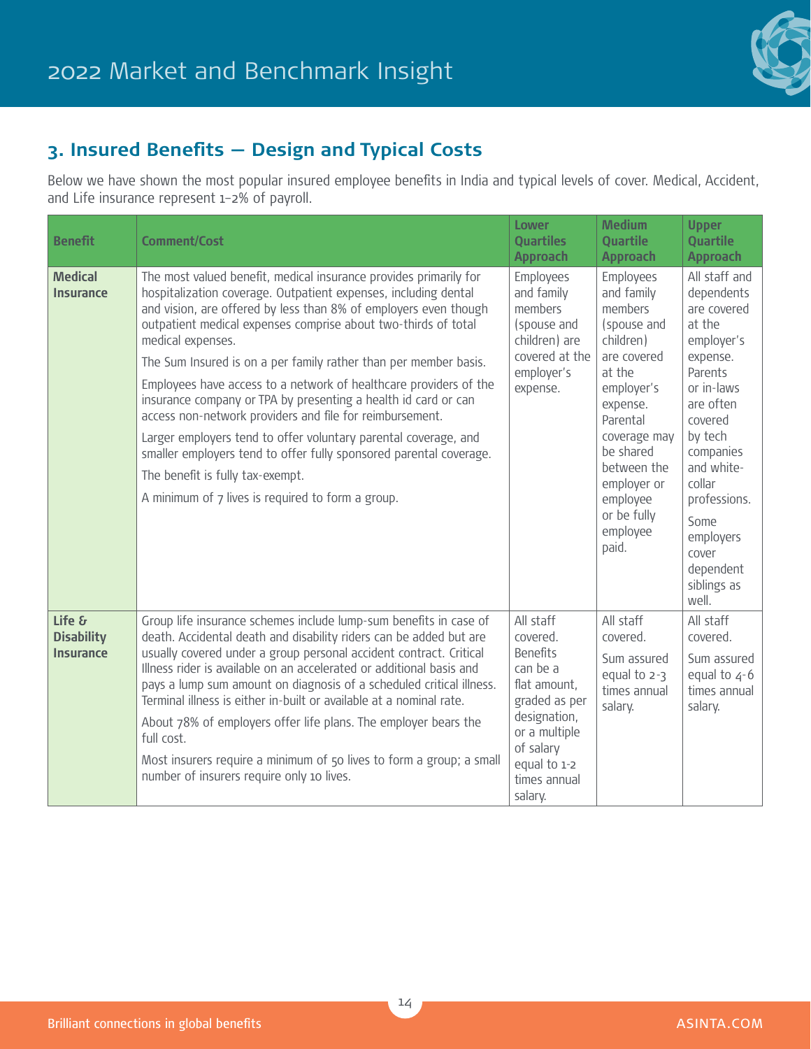## 3. Insured Benefits — Design and Typical Costs

Below we have shown the most popular insured employee benefits in India and typical levels of cover. Medical, Accident, and Life insurance represent 1–2% of payroll.

| Benefit | Comment/Cost | Lower Quartiles Approach | Medium Quartile Approach | Upper Quartile Approach |
|---|---|---|---|---|
| **Medical Insurance** | The most valued benefit, medical insurance provides primarily for hospitalization coverage. Outpatient expenses, including dental and vision, are offered by less than 8% of employers even though outpatient medical expenses comprise about two-thirds of total medical expenses.<br><br>The Sum Insured is on a per family rather than per member basis.<br><br>Employees have access to a network of healthcare providers of the insurance company or TPA by presenting a health id card or can access non-network providers and file for reimbursement.<br><br>Larger employers tend to offer voluntary parental coverage, and smaller employers tend to offer fully sponsored parental coverage.<br><br>The benefit is fully tax-exempt.<br><br>A minimum of 7 lives is required to form a group. | Employees and family members (spouse and children) are covered at the employer's expense. | Employees and family members (spouse and children) are covered at the employer's expense. Parental coverage may be shared between the employer or employee or be fully employee paid. | All staff and dependents are covered at the employer's expense. Parents or in-laws are often covered by tech companies and white-collar professions.<br><br>Some employers cover dependent siblings as well. |
| **Life & Disability Insurance** | Group life insurance schemes include lump-sum benefits in case of death. Accidental death and disability riders can be added but are usually covered under a group personal accident contract. Critical Illness rider is available on an accelerated or additional basis and pays a lump sum amount on diagnosis of a scheduled critical illness. Terminal illness is either in-built or available at a nominal rate.<br><br>About 78% of employers offer life plans. The employer bears the full cost.<br><br>Most insurers require a minimum of 50 lives to form a group; a small number of insurers require only 10 lives. | All staff covered. Benefits can be a flat amount, graded as per designation, or a multiple of salary equal to 1-2 times annual salary. | All staff covered.<br><br>Sum assured equal to 2-3 times annual salary. | All staff covered.<br><br>Sum assured equal to 4-6 times annual salary. |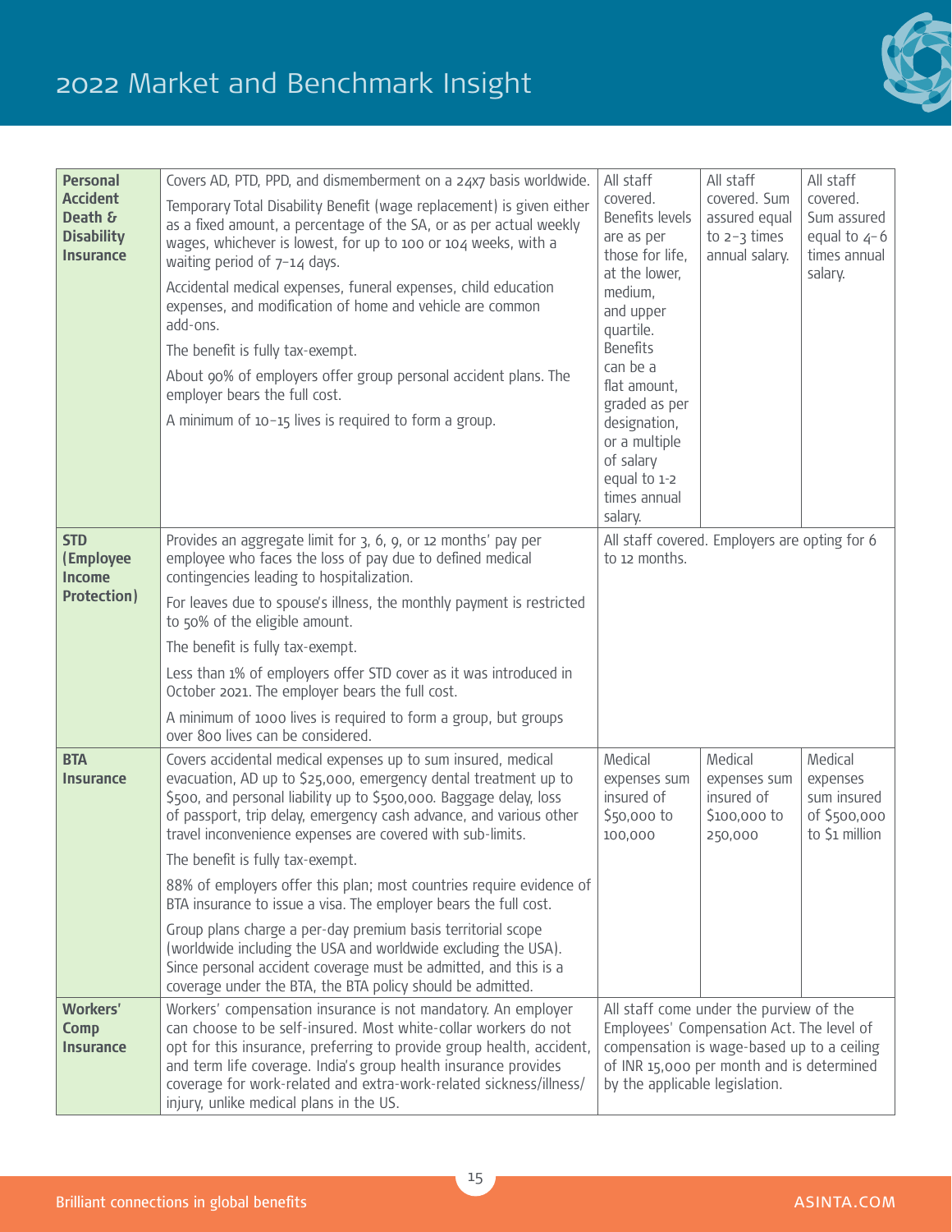| | | | | |
|---|---|---|---|---|
| **Personal Accident Death & Disability Insurance** | Covers AD, PTD, PPD, and dismemberment on a 24x7 basis worldwide.<br><br>Temporary Total Disability Benefit (wage replacement) is given either as a fixed amount, a percentage of the SA, or as per actual weekly wages, whichever is lowest, for up to 100 or 104 weeks, with a waiting period of 7–14 days.<br><br>Accidental medical expenses, funeral expenses, child education expenses, and modification of home and vehicle are common add-ons.<br><br>The benefit is fully tax-exempt.<br><br>About 90% of employers offer group personal accident plans. The employer bears the full cost.<br><br>A minimum of 10–15 lives is required to form a group. | All staff covered. Benefits levels are as per those for life, at the lower, medium, and upper quartile. Benefits can be a flat amount, graded as per designation, or a multiple of salary equal to 1-2 times annual salary. | All staff covered. Sum assured equal to 2–3 times annual salary. | All staff covered. Sum assured equal to 4–6 times annual salary. |
| **STD (Employee Income Protection)** | Provides an aggregate limit for 3, 6, 9, or 12 months' pay per employee who faces the loss of pay due to defined medical contingencies leading to hospitalization.<br><br>For leaves due to spouse's illness, the monthly payment is restricted to 50% of the eligible amount.<br><br>The benefit is fully tax-exempt.<br><br>Less than 1% of employers offer STD cover as it was introduced in October 2021. The employer bears the full cost.<br><br>A minimum of 1000 lives is required to form a group, but groups over 800 lives can be considered. | All staff covered. Employers are opting for 6 to 12 months. | | |
| **BTA Insurance** | Covers accidental medical expenses up to sum insured, medical evacuation, AD up to $25,000, emergency dental treatment up to $500, and personal liability up to $500,000. Baggage delay, loss of passport, trip delay, emergency cash advance, and various other travel inconvenience expenses are covered with sub-limits.<br><br>The benefit is fully tax-exempt.<br><br>88% of employers offer this plan; most countries require evidence of BTA insurance to issue a visa. The employer bears the full cost.<br><br>Group plans charge a per-day premium basis territorial scope (worldwide including the USA and worldwide excluding the USA). Since personal accident coverage must be admitted, and this is a coverage under the BTA, the BTA policy should be admitted. | Medical expenses sum insured of $50,000 to 100,000 | Medical expenses sum insured of $100,000 to 250,000 | Medical expenses sum insured of $500,000 to $1 million |
| **Workers' Comp Insurance** | Workers' compensation insurance is not mandatory. An employer can choose to be self-insured. Most white-collar workers do not opt for this insurance, preferring to provide group health, accident, and term life coverage. India's group health insurance provides coverage for work-related and extra-work-related sickness/illness/injury, unlike medical plans in the US. | All staff come under the purview of the Employees' Compensation Act. The level of compensation is wage-based up to a ceiling of INR 15,000 per month and is determined by the applicable legislation. | | |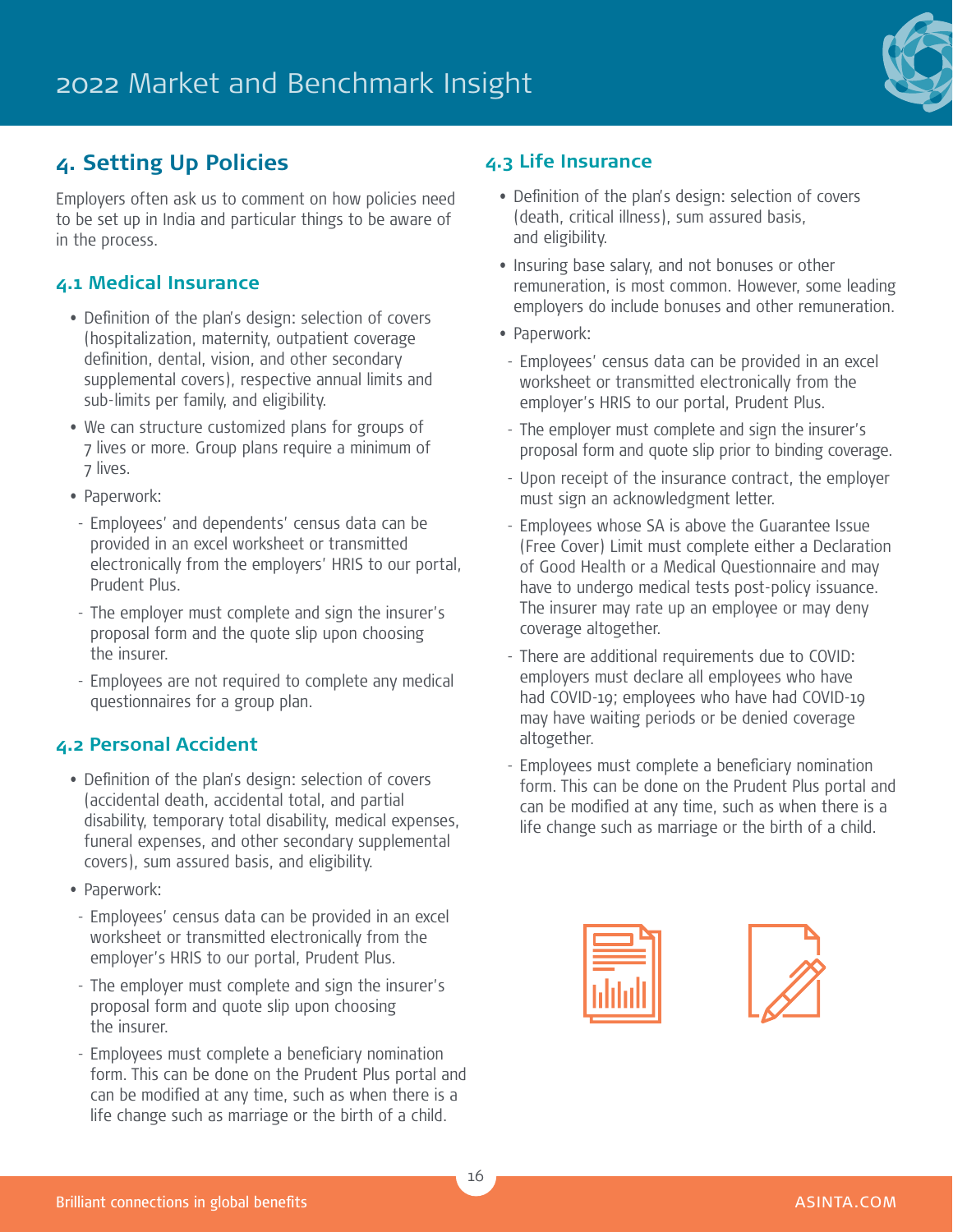## 4. Setting Up Policies

Employers often ask us to comment on how policies need to be set up in India and particular things to be aware of in the process.

### 4.1 Medical Insurance

- Definition of the plan's design: selection of covers (hospitalization, maternity, outpatient coverage definition, dental, vision, and other secondary supplemental covers), respective annual limits and sub-limits per family, and eligibility.
- We can structure customized plans for groups of 7 lives or more. Group plans require a minimum of 7 lives.
- Paperwork:
  - Employees' and dependents' census data can be provided in an excel worksheet or transmitted electronically from the employers' HRIS to our portal, Prudent Plus.
  - The employer must complete and sign the insurer's proposal form and the quote slip upon choosing the insurer.
  - Employees are not required to complete any medical questionnaires for a group plan.

### 4.2 Personal Accident

- Definition of the plan's design: selection of covers (accidental death, accidental total, and partial disability, temporary total disability, medical expenses, funeral expenses, and other secondary supplemental covers), sum assured basis, and eligibility.
- Paperwork:
  - Employees' census data can be provided in an excel worksheet or transmitted electronically from the employer's HRIS to our portal, Prudent Plus.
  - The employer must complete and sign the insurer's proposal form and quote slip upon choosing the insurer.
  - Employees must complete a beneficiary nomination form. This can be done on the Prudent Plus portal and can be modified at any time, such as when there is a life change such as marriage or the birth of a child.

### 4.3 Life Insurance

- Definition of the plan's design: selection of covers (death, critical illness), sum assured basis, and eligibility.
- Insuring base salary, and not bonuses or other remuneration, is most common. However, some leading employers do include bonuses and other remuneration.
- Paperwork:
  - Employees' census data can be provided in an excel worksheet or transmitted electronically from the employer's HRIS to our portal, Prudent Plus.
  - The employer must complete and sign the insurer's proposal form and quote slip prior to binding coverage.
  - Upon receipt of the insurance contract, the employer must sign an acknowledgment letter.
  - Employees whose SA is above the Guarantee Issue (Free Cover) Limit must complete either a Declaration of Good Health or a Medical Questionnaire and may have to undergo medical tests post-policy issuance. The insurer may rate up an employee or may deny coverage altogether.
  - There are additional requirements due to COVID: employers must declare all employees who have had COVID-19; employees who have had COVID-19 may have waiting periods or be denied coverage altogether.
  - Employees must complete a beneficiary nomination form. This can be done on the Prudent Plus portal and can be modified at any time, such as when there is a life change such as marriage or the birth of a child.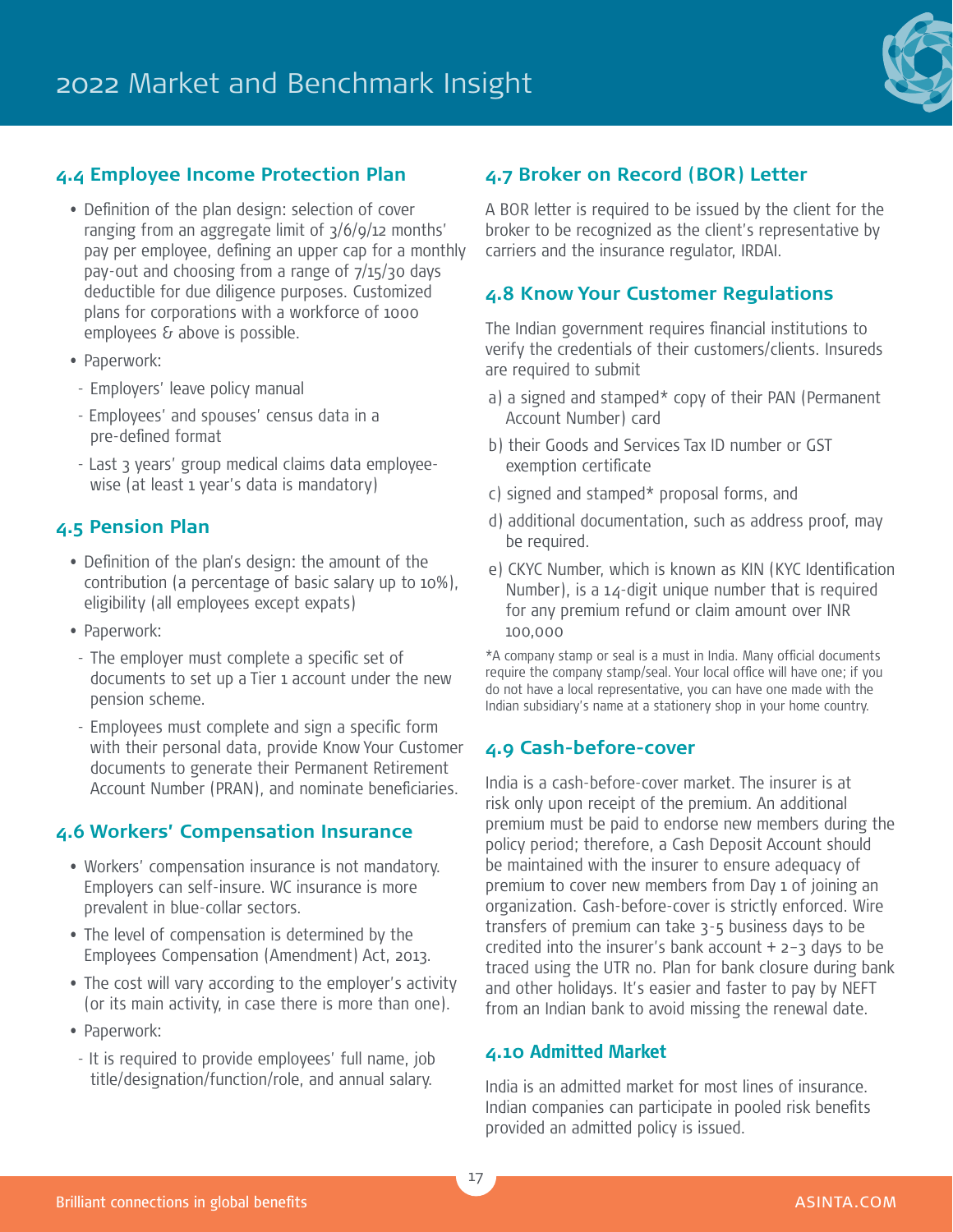### 4.4 Employee Income Protection Plan

- Definition of the plan design: selection of cover ranging from an aggregate limit of 3/6/9/12 months' pay per employee, defining an upper cap for a monthly pay-out and choosing from a range of 7/15/30 days deductible for due diligence purposes. Customized plans for corporations with a workforce of 1000 employees & above is possible.
- Paperwork:
  - Employers' leave policy manual
  - Employees' and spouses' census data in a pre-defined format
  - Last 3 years' group medical claims data employee-wise (at least 1 year's data is mandatory)

### 4.5 Pension Plan

- Definition of the plan's design: the amount of the contribution (a percentage of basic salary up to 10%), eligibility (all employees except expats)
- Paperwork:
  - The employer must complete a specific set of documents to set up a Tier 1 account under the new pension scheme.
  - Employees must complete and sign a specific form with their personal data, provide Know Your Customer documents to generate their Permanent Retirement Account Number (PRAN), and nominate beneficiaries.

### 4.6 Workers' Compensation Insurance

- Workers' compensation insurance is not mandatory. Employers can self-insure. WC insurance is more prevalent in blue-collar sectors.
- The level of compensation is determined by the Employees Compensation (Amendment) Act, 2013.
- The cost will vary according to the employer's activity (or its main activity, in case there is more than one).
- Paperwork:
  - It is required to provide employees' full name, job title/designation/function/role, and annual salary.

### 4.7 Broker on Record (BOR) Letter

A BOR letter is required to be issued by the client for the broker to be recognized as the client's representative by carriers and the insurance regulator, IRDAI.

### 4.8 Know Your Customer Regulations

The Indian government requires financial institutions to verify the credentials of their customers/clients. Insureds are required to submit

a) a signed and stamped* copy of their PAN (Permanent Account Number) card

b) their Goods and Services Tax ID number or GST exemption certificate

c) signed and stamped* proposal forms, and

d) additional documentation, such as address proof, may be required.

e) CKYC Number, which is known as KIN (KYC Identification Number), is a 14-digit unique number that is required for any premium refund or claim amount over INR 100,000

*A company stamp or seal is a must in India. Many official documents require the company stamp/seal. Your local office will have one; if you do not have a local representative, you can have one made with the Indian subsidiary's name at a stationery shop in your home country.

### 4.9 Cash-before-cover

India is a cash-before-cover market. The insurer is at risk only upon receipt of the premium. An additional premium must be paid to endorse new members during the policy period; therefore, a Cash Deposit Account should be maintained with the insurer to ensure adequacy of premium to cover new members from Day 1 of joining an organization. Cash-before-cover is strictly enforced. Wire transfers of premium can take 3-5 business days to be credited into the insurer's bank account + 2–3 days to be traced using the UTR no. Plan for bank closure during bank and other holidays. It's easier and faster to pay by NEFT from an Indian bank to avoid missing the renewal date.

### 4.10 Admitted Market

India is an admitted market for most lines of insurance. Indian companies can participate in pooled risk benefits provided an admitted policy is issued.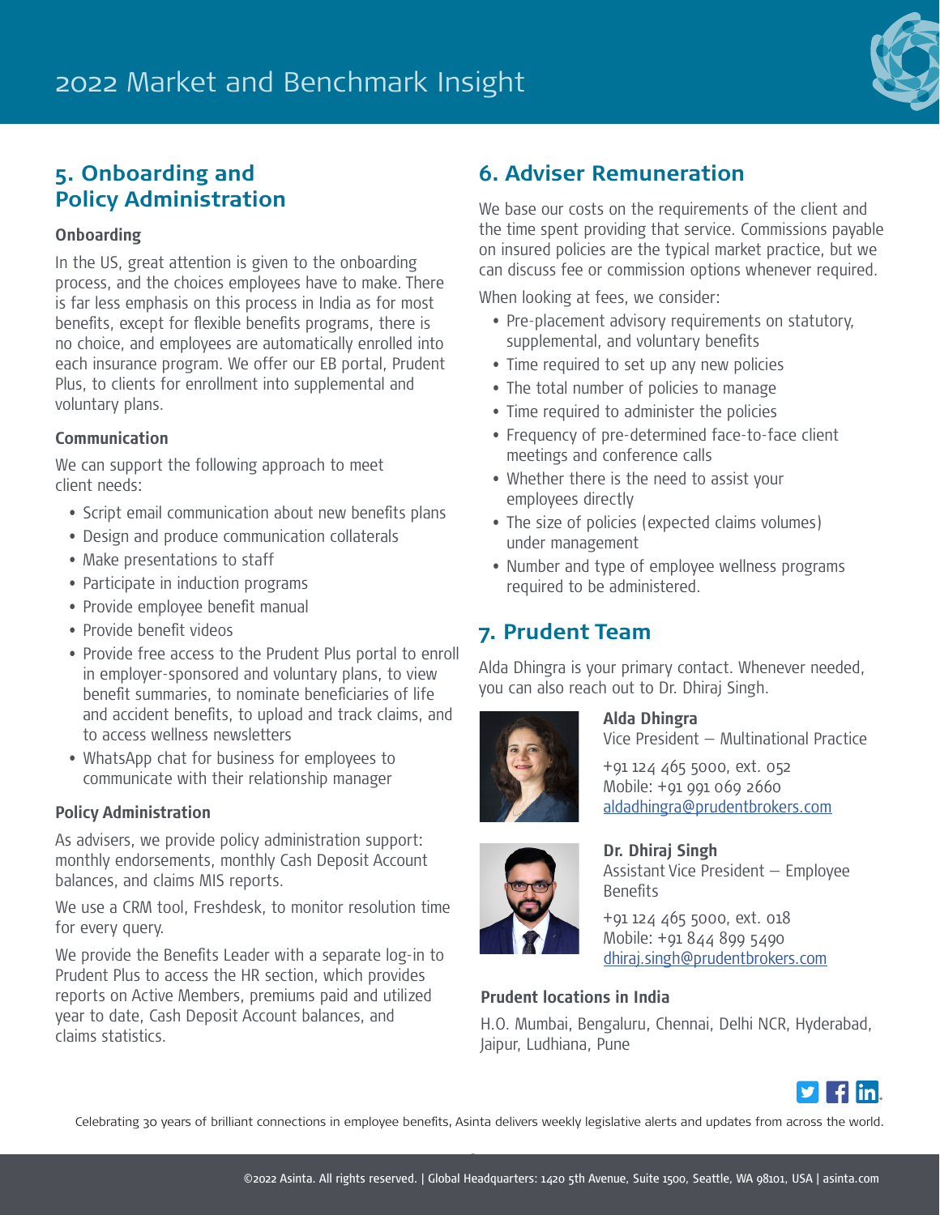## 5. Onboarding and Policy Administration

### Onboarding

In the US, great attention is given to the onboarding process, and the choices employees have to make. There is far less emphasis on this process in India as for most benefits, except for flexible benefits programs, there is no choice, and employees are automatically enrolled into each insurance program. We offer our EB portal, Prudent Plus, to clients for enrollment into supplemental and voluntary plans.

### Communication

We can support the following approach to meet client needs:

- Script email communication about new benefits plans
- Design and produce communication collaterals
- Make presentations to staff
- Participate in induction programs
- Provide employee benefit manual
- Provide benefit videos
- Provide free access to the Prudent Plus portal to enroll in employer-sponsored and voluntary plans, to view benefit summaries, to nominate beneficiaries of life and accident benefits, to upload and track claims, and to access wellness newsletters
- WhatsApp chat for business for employees to communicate with their relationship manager

### Policy Administration

As advisers, we provide policy administration support: monthly endorsements, monthly Cash Deposit Account balances, and claims MIS reports.

We use a CRM tool, Freshdesk, to monitor resolution time for every query.

We provide the Benefits Leader with a separate log-in to Prudent Plus to access the HR section, which provides reports on Active Members, premiums paid and utilized year to date, Cash Deposit Account balances, and claims statistics.

## 6. Adviser Remuneration

We base our costs on the requirements of the client and the time spent providing that service. Commissions payable on insured policies are the typical market practice, but we can discuss fee or commission options whenever required.

When looking at fees, we consider:

- Pre-placement advisory requirements on statutory, supplemental, and voluntary benefits
- Time required to set up any new policies
- The total number of policies to manage
- Time required to administer the policies
- Frequency of pre-determined face-to-face client meetings and conference calls
- Whether there is the need to assist your employees directly
- The size of policies (expected claims volumes) under management
- Number and type of employee wellness programs required to be administered.

## 7. Prudent Team

Alda Dhingra is your primary contact. Whenever needed, you can also reach out to Dr. Dhiraj Singh.

**Alda Dhingra**
Vice President – Multinational Practice

+91 124 465 5000, ext. 052
Mobile: +91 991 069 2660
aldadhingra@prudentbrokers.com

**Dr. Dhiraj Singh**
Assistant Vice President – Employee Benefits

+91 124 465 5000, ext. 018
Mobile: +91 844 899 5490
dhiraj.singh@prudentbrokers.com

### Prudent locations in India

H.O. Mumbai, Bengaluru, Chennai, Delhi NCR, Hyderabad, Jaipur, Ludhiana, Pune

Celebrating 30 years of brilliant connections in employee benefits, Asinta delivers weekly legislative alerts and updates from across the world.

©2022 Asinta. All rights reserved. | Global Headquarters: 1420 5th Avenue, Suite 1500, Seattle, WA 98101, USA | asinta.com